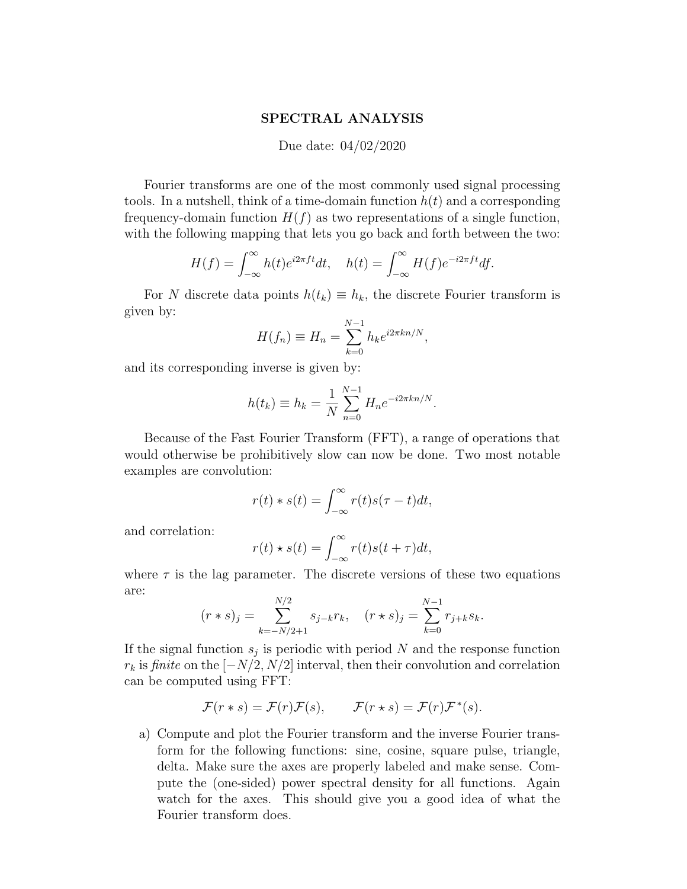# SPECTRAL ANALYSIS

Due date: 04/02/2020

Fourier transforms are one of the most commonly used signal processing tools. In a nutshell, think of a time-domain function $h(t)$ and a corresponding frequency-domain function $H(f)$ as two representations of a single function, with the following mapping that lets you go back and forth between the two:

$$H(f) = \int_{-\infty}^{\infty} h(t) e^{i2\pi ft} dt, \quad h(t) = \int_{-\infty}^{\infty} H(f) e^{-i2\pi ft} df.$$

For $N$ discrete data points $h(t_k) \equiv h_k$, the discrete Fourier transform is given by:

$$H(f_n) \equiv H_n = \sum_{k=0}^{N-1} h_k e^{i2\pi kn/N},$$

and its corresponding inverse is given by:

$$h(t_k) \equiv h_k = \frac{1}{N} \sum_{n=0}^{N-1} H_n e^{-i2\pi kn/N}.$$

Because of the Fast Fourier Transform (FFT), a range of operations that would otherwise be prohibitively slow can now be done. Two most notable examples are convolution:

$$r(t) * s(t) = \int_{-\infty}^{\infty} r(t) s(\tau - t) dt,$$

and correlation:

$$r(t) \star s(t) = \int_{-\infty}^{\infty} r(t) s(t + \tau) dt,$$

where $\tau$ is the lag parameter. The discrete versions of these two equations are:

$$(r * s)_j = \sum_{k=-N/2+1}^{N/2} s_{j-k} r_k, \quad (r \star s)_j = \sum_{k=0}^{N-1} r_{j+k} s_k.$$

If the signal function $s_j$ is periodic with period $N$ and the response function $r_k$ is *finite* on the $[-N/2, N/2]$ interval, then their convolution and correlation can be computed using FFT:

$$\mathcal{F}(r * s) = \mathcal{F}(r)\mathcal{F}(s), \qquad \mathcal{F}(r \star s) = \mathcal{F}(r)\mathcal{F}^*(s).$$

a) Compute and plot the Fourier transform and the inverse Fourier transform for the following functions: sine, cosine, square pulse, triangle, delta. Make sure the axes are properly labeled and make sense. Compute the (one-sided) power spectral density for all functions. Again watch for the axes. This should give you a good idea of what the Fourier transform does.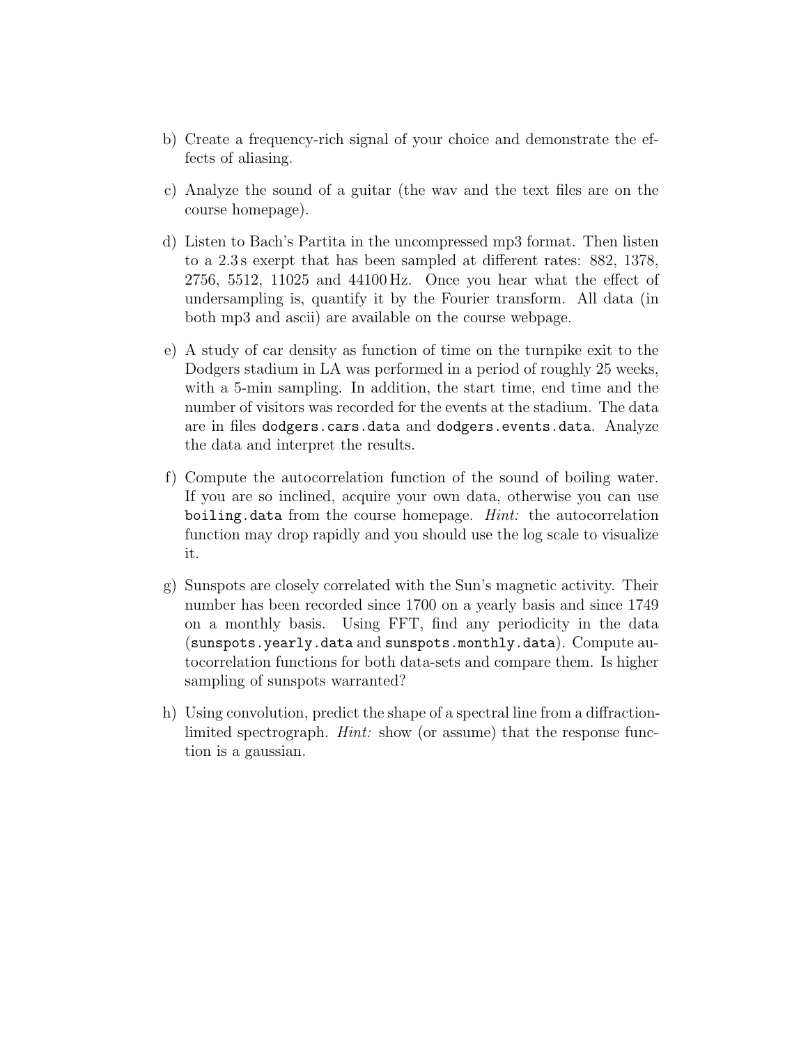b) Create a frequency-rich signal of your choice and demonstrate the effects of aliasing.

c) Analyze the sound of a guitar (the wav and the text files are on the course homepage).

d) Listen to Bach's Partita in the uncompressed mp3 format. Then listen to a 2.3 s exerpt that has been sampled at different rates: 882, 1378, 2756, 5512, 11025 and 44100 Hz. Once you hear what the effect of undersampling is, quantify it by the Fourier transform. All data (in both mp3 and ascii) are available on the course webpage.

e) A study of car density as function of time on the turnpike exit to the Dodgers stadium in LA was performed in a period of roughly 25 weeks, with a 5-min sampling. In addition, the start time, end time and the number of visitors was recorded for the events at the stadium. The data are in files `dodgers.cars.data` and `dodgers.events.data`. Analyze the data and interpret the results.

f) Compute the autocorrelation function of the sound of boiling water. If you are so inclined, acquire your own data, otherwise you can use `boiling.data` from the course homepage. *Hint:* the autocorrelation function may drop rapidly and you should use the log scale to visualize it.

g) Sunspots are closely correlated with the Sun's magnetic activity. Their number has been recorded since 1700 on a yearly basis and since 1749 on a monthly basis. Using FFT, find any periodicity in the data (`sunspots.yearly.data` and `sunspots.monthly.data`). Compute autocorrelation functions for both data-sets and compare them. Is higher sampling of sunspots warranted?

h) Using convolution, predict the shape of a spectral line from a diffraction-limited spectrograph. *Hint:* show (or assume) that the response function is a gaussian.